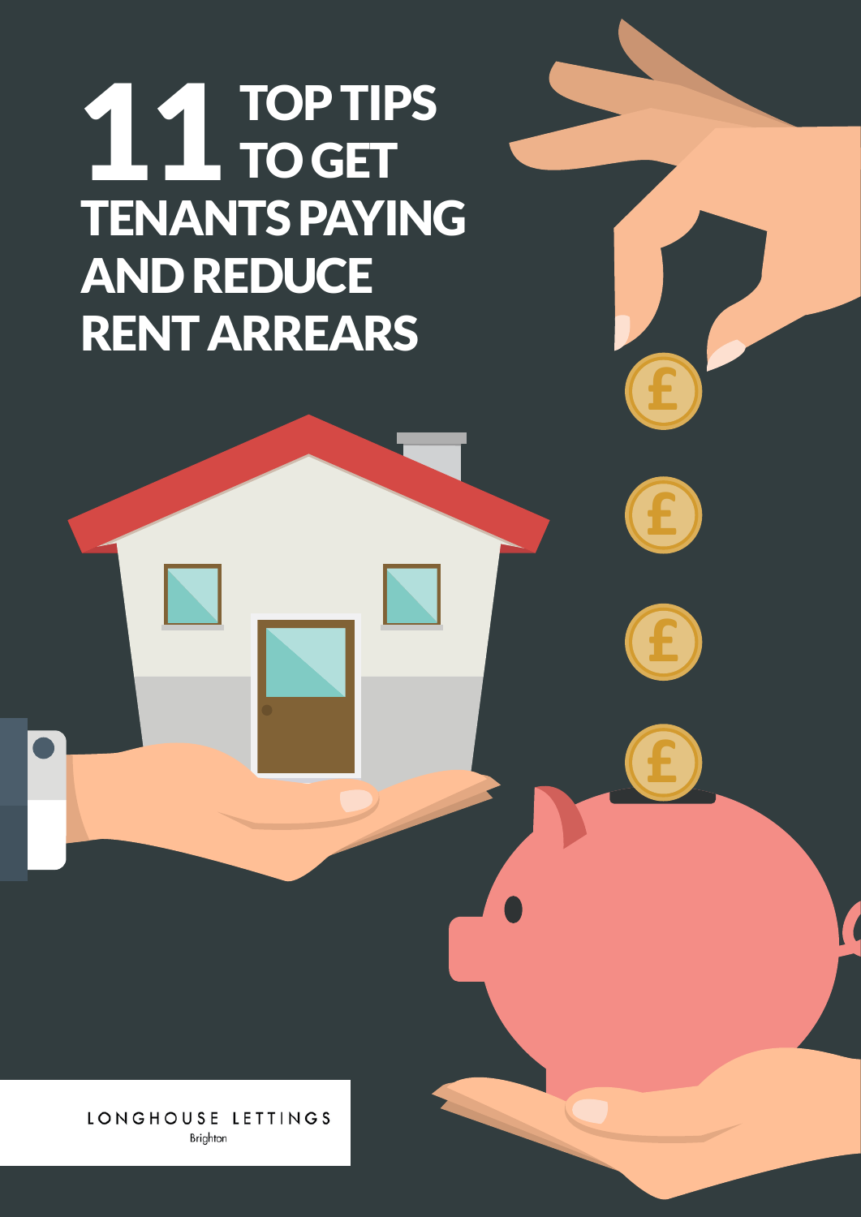# 11 TOP TIPS TO GET TENANTS PAYING AND REDUCE RENT ARREARS

LONGHOUSE LETTINGS
Brighton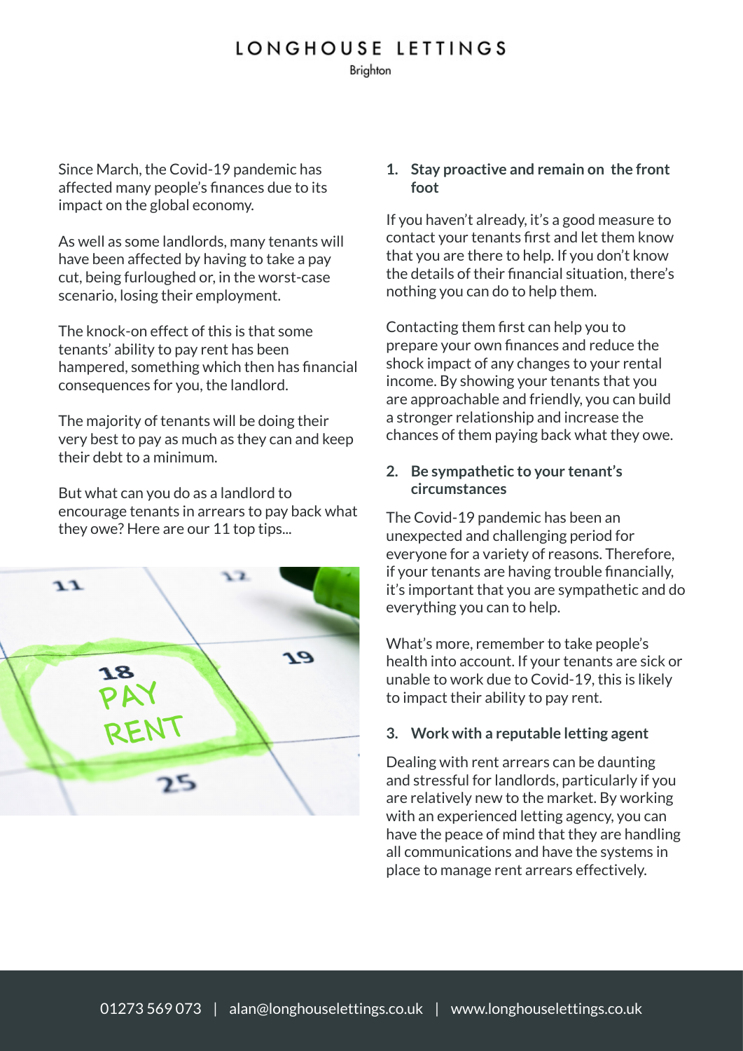Since March, the Covid-19 pandemic has affected many people's finances due to its impact on the global economy.

As well as some landlords, many tenants will have been affected by having to take a pay cut, being furloughed or, in the worst-case scenario, losing their employment.

The knock-on effect of this is that some tenants' ability to pay rent has been hampered, something which then has financial consequences for you, the landlord.

The majority of tenants will be doing their very best to pay as much as they can and keep their debt to a minimum.

But what can you do as a landlord to encourage tenants in arrears to pay back what they owe? Here are our 11 top tips...

### 1. Stay proactive and remain on the front foot

If you haven't already, it's a good measure to contact your tenants first and let them know that you are there to help. If you don't know the details of their financial situation, there's nothing you can do to help them.

Contacting them first can help you to prepare your own finances and reduce the shock impact of any changes to your rental income. By showing your tenants that you are approachable and friendly, you can build a stronger relationship and increase the chances of them paying back what they owe.

### 2. Be sympathetic to your tenant's circumstances

The Covid-19 pandemic has been an unexpected and challenging period for everyone for a variety of reasons. Therefore, if your tenants are having trouble financially, it's important that you are sympathetic and do everything you can to help.

What's more, remember to take people's health into account. If your tenants are sick or unable to work due to Covid-19, this is likely to impact their ability to pay rent.

### 3. Work with a reputable letting agent

Dealing with rent arrears can be daunting and stressful for landlords, particularly if you are relatively new to the market. By working with an experienced letting agency, you can have the peace of mind that they are handling all communications and have the systems in place to manage rent arrears effectively.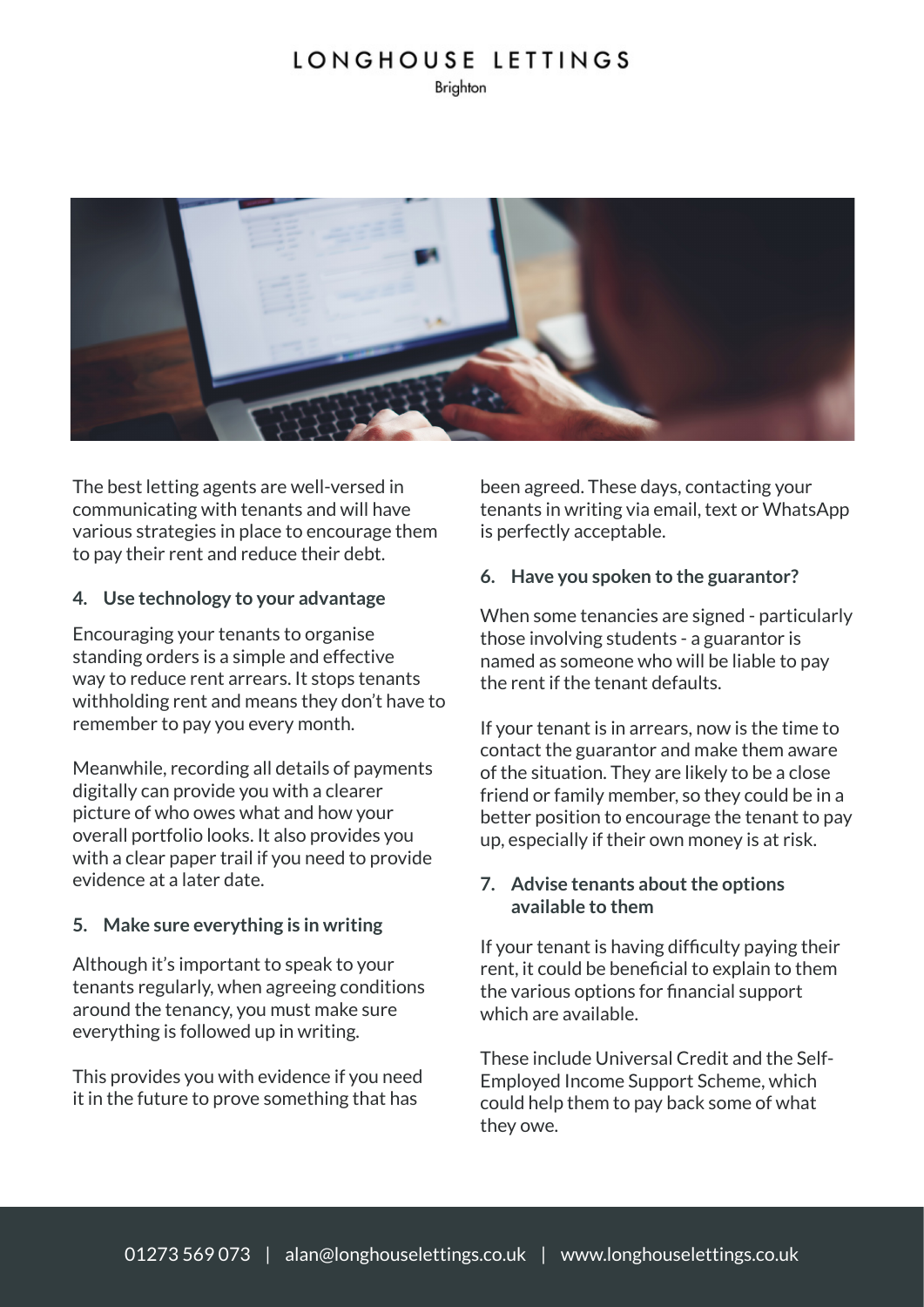The best letting agents are well-versed in communicating with tenants and will have various strategies in place to encourage them to pay their rent and reduce their debt.

**4. Use technology to your advantage**

Encouraging your tenants to organise standing orders is a simple and effective way to reduce rent arrears. It stops tenants withholding rent and means they don't have to remember to pay you every month.

Meanwhile, recording all details of payments digitally can provide you with a clearer picture of who owes what and how your overall portfolio looks. It also provides you with a clear paper trail if you need to provide evidence at a later date.

**5. Make sure everything is in writing**

Although it's important to speak to your tenants regularly, when agreeing conditions around the tenancy, you must make sure everything is followed up in writing.

This provides you with evidence if you need it in the future to prove something that has been agreed. These days, contacting your tenants in writing via email, text or WhatsApp is perfectly acceptable.

**6. Have you spoken to the guarantor?**

When some tenancies are signed - particularly those involving students - a guarantor is named as someone who will be liable to pay the rent if the tenant defaults.

If your tenant is in arrears, now is the time to contact the guarantor and make them aware of the situation. They are likely to be a close friend or family member, so they could be in a better position to encourage the tenant to pay up, especially if their own money is at risk.

**7. Advise tenants about the options available to them**

If your tenant is having difficulty paying their rent, it could be beneficial to explain to them the various options for financial support which are available.

These include Universal Credit and the Self-Employed Income Support Scheme, which could help them to pay back some of what they owe.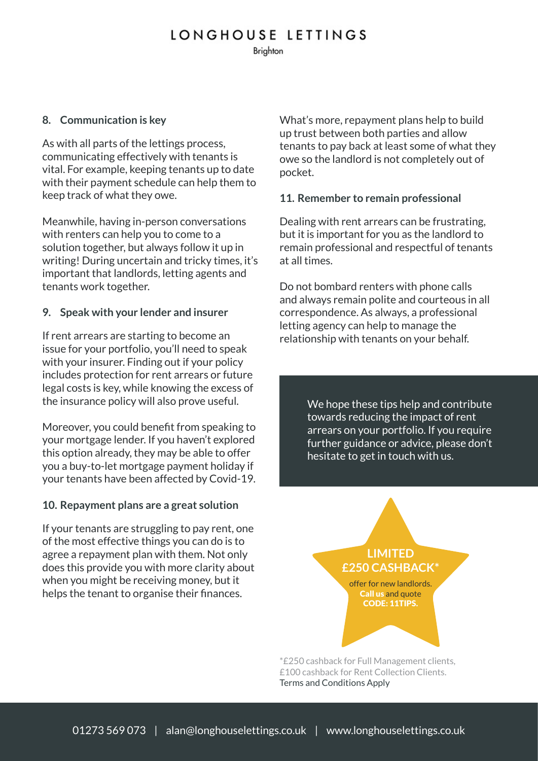# LONGHOUSE LETTINGS

Brighton

### 8. Communication is key

As with all parts of the lettings process, communicating effectively with tenants is vital. For example, keeping tenants up to date with their payment schedule can help them to keep track of what they owe.

Meanwhile, having in-person conversations with renters can help you to come to a solution together, but always follow it up in writing! During uncertain and tricky times, it's important that landlords, letting agents and tenants work together.

### 9. Speak with your lender and insurer

If rent arrears are starting to become an issue for your portfolio, you'll need to speak with your insurer. Finding out if your policy includes protection for rent arrears or future legal costs is key, while knowing the excess of the insurance policy will also prove useful.

Moreover, you could benefit from speaking to your mortgage lender. If you haven't explored this option already, they may be able to offer you a buy-to-let mortgage payment holiday if your tenants have been affected by Covid-19.

### 10. Repayment plans are a great solution

If your tenants are struggling to pay rent, one of the most effective things you can do is to agree a repayment plan with them. Not only does this provide you with more clarity about when you might be receiving money, but it helps the tenant to organise their finances.

What's more, repayment plans help to build up trust between both parties and allow tenants to pay back at least some of what they owe so the landlord is not completely out of pocket.

### 11. Remember to remain professional

Dealing with rent arrears can be frustrating, but it is important for you as the landlord to remain professional and respectful of tenants at all times.

Do not bombard renters with phone calls and always remain polite and courteous in all correspondence. As always, a professional letting agency can help to manage the relationship with tenants on your behalf.

We hope these tips help and contribute towards reducing the impact of rent arrears on your portfolio. If you require further guidance or advice, please don't hesitate to get in touch with us.

**LIMITED £250 CASHBACK***

offer for new landlords.
**Call us** and quote **CODE: 11TIPS.**

*£250 cashback for Full Management clients, £100 cashback for Rent Collection Clients.
Terms and Conditions Apply

01273 569 073 | alan@longhouselettings.co.uk | www.longhouselettings.co.uk